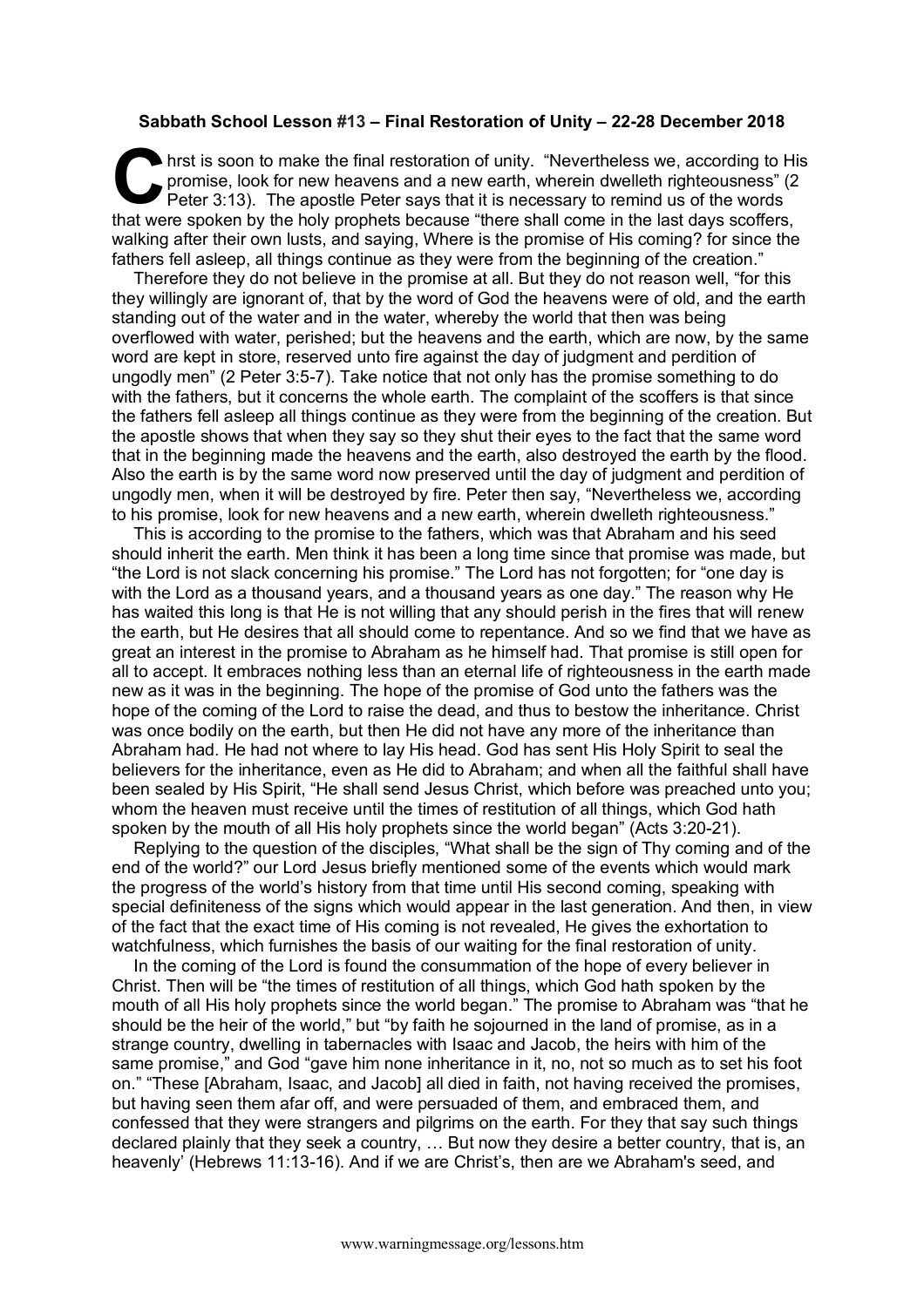**Sabbath School Lesson #13 – Final Restoration of Unity – 22-28 December 2018**

Christ is soon to make the final restoration of unity. "Nevertheless we, according to His promise, look for new heavens and a new earth, wherein dwelleth righteousness" (2 Peter 3:13). The apostle Peter says that it is necessary to remind us of the words that were spoken by the holy prophets because "there shall come in the last days scoffers, walking after their own lusts, and saying, Where is the promise of His coming? for since the fathers fell asleep, all things continue as they were from the beginning of the creation."

Therefore they do not believe in the promise at all. But they do not reason well, "for this they willingly are ignorant of, that by the word of God the heavens were of old, and the earth standing out of the water and in the water, whereby the world that then was being overflowed with water, perished; but the heavens and the earth, which are now, by the same word are kept in store, reserved unto fire against the day of judgment and perdition of ungodly men" (2 Peter 3:5-7). Take notice that not only has the promise something to do with the fathers, but it concerns the whole earth. The complaint of the scoffers is that since the fathers fell asleep all things continue as they were from the beginning of the creation. But the apostle shows that when they say so they shut their eyes to the fact that the same word that in the beginning made the heavens and the earth, also destroyed the earth by the flood. Also the earth is by the same word now preserved until the day of judgment and perdition of ungodly men, when it will be destroyed by fire. Peter then say, "Nevertheless we, according to his promise, look for new heavens and a new earth, wherein dwelleth righteousness."

This is according to the promise to the fathers, which was that Abraham and his seed should inherit the earth. Men think it has been a long time since that promise was made, but "the Lord is not slack concerning his promise." The Lord has not forgotten; for "one day is with the Lord as a thousand years, and a thousand years as one day." The reason why He has waited this long is that He is not willing that any should perish in the fires that will renew the earth, but He desires that all should come to repentance. And so we find that we have as great an interest in the promise to Abraham as he himself had. That promise is still open for all to accept. It embraces nothing less than an eternal life of righteousness in the earth made new as it was in the beginning. The hope of the promise of God unto the fathers was the hope of the coming of the Lord to raise the dead, and thus to bestow the inheritance. Christ was once bodily on the earth, but then He did not have any more of the inheritance than Abraham had. He had not where to lay His head. God has sent His Holy Spirit to seal the believers for the inheritance, even as He did to Abraham; and when all the faithful shall have been sealed by His Spirit, "He shall send Jesus Christ, which before was preached unto you; whom the heaven must receive until the times of restitution of all things, which God hath spoken by the mouth of all His holy prophets since the world began" (Acts 3:20-21).

Replying to the question of the disciples, "What shall be the sign of Thy coming and of the end of the world?" our Lord Jesus briefly mentioned some of the events which would mark the progress of the world's history from that time until His second coming, speaking with special definiteness of the signs which would appear in the last generation. And then, in view of the fact that the exact time of His coming is not revealed, He gives the exhortation to watchfulness, which furnishes the basis of our waiting for the final restoration of unity.

In the coming of the Lord is found the consummation of the hope of every believer in Christ. Then will be "the times of restitution of all things, which God hath spoken by the mouth of all His holy prophets since the world began." The promise to Abraham was "that he should be the heir of the world," but "by faith he sojourned in the land of promise, as in a strange country, dwelling in tabernacles with Isaac and Jacob, the heirs with him of the same promise," and God "gave him none inheritance in it, no, not so much as to set his foot on." "These [Abraham, Isaac, and Jacob] all died in faith, not having received the promises, but having seen them afar off, and were persuaded of them, and embraced them, and confessed that they were strangers and pilgrims on the earth. For they that say such things declared plainly that they seek a country, … But now they desire a better country, that is, an heavenly' (Hebrews 11:13-16). And if we are Christ's, then are we Abraham's seed, and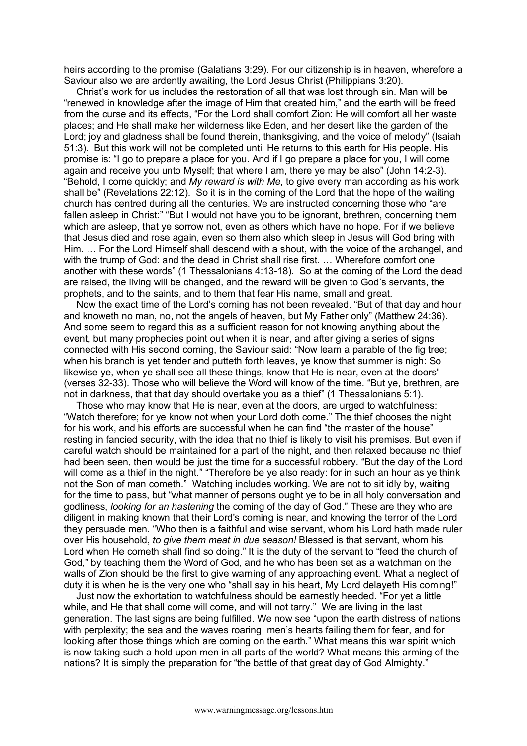heirs according to the promise (Galatians 3:29). For our citizenship is in heaven, wherefore a Saviour also we are ardently awaiting, the Lord Jesus Christ (Philippians 3:20).

Christ's work for us includes the restoration of all that was lost through sin. Man will be "renewed in knowledge after the image of Him that created him," and the earth will be freed from the curse and its effects, "For the Lord shall comfort Zion: He will comfort all her waste places; and He shall make her wilderness like Eden, and her desert like the garden of the Lord; joy and gladness shall be found therein, thanksgiving, and the voice of melody" (Isaiah 51:3). But this work will not be completed until He returns to this earth for His people. His promise is: "I go to prepare a place for you. And if I go prepare a place for you, I will come again and receive you unto Myself; that where I am, there ye may be also" (John 14:2-3). "Behold, I come quickly; and *My reward is with Me*, to give every man according as his work shall be" (Revelations 22:12). So it is in the coming of the Lord that the hope of the waiting church has centred during all the centuries. We are instructed concerning those who "are fallen asleep in Christ:" "But I would not have you to be ignorant, brethren, concerning them which are asleep, that ye sorrow not, even as others which have no hope. For if we believe that Jesus died and rose again, even so them also which sleep in Jesus will God bring with Him. … For the Lord Himself shall descend with a shout, with the voice of the archangel, and with the trump of God: and the dead in Christ shall rise first. … Wherefore comfort one another with these words" (1 Thessalonians 4:13-18). So at the coming of the Lord the dead are raised, the living will be changed, and the reward will be given to God's servants, the prophets, and to the saints, and to them that fear His name, small and great.

Now the exact time of the Lord's coming has not been revealed. "But of that day and hour and knoweth no man, no, not the angels of heaven, but My Father only" (Matthew 24:36). And some seem to regard this as a sufficient reason for not knowing anything about the event, but many prophecies point out when it is near, and after giving a series of signs connected with His second coming, the Saviour said: "Now learn a parable of the fig tree; when his branch is yet tender and putteth forth leaves, ye know that summer is nigh: So likewise ye, when ye shall see all these things, know that He is near, even at the doors" (verses 32-33). Those who will believe the Word will know of the time. "But ye, brethren, are not in darkness, that that day should overtake you as a thief" (1 Thessalonians 5:1).

Those who may know that He is near, even at the doors, are urged to watchfulness: "Watch therefore; for ye know not when your Lord doth come." The thief chooses the night for his work, and his efforts are successful when he can find "the master of the house" resting in fancied security, with the idea that no thief is likely to visit his premises. But even if careful watch should be maintained for a part of the night, and then relaxed because no thief had been seen, then would be just the time for a successful robbery. "But the day of the Lord will come as a thief in the night." "Therefore be ye also ready: for in such an hour as ye think not the Son of man cometh." Watching includes working. We are not to sit idly by, waiting for the time to pass, but "what manner of persons ought ye to be in all holy conversation and godliness, *looking for an hastening* the coming of the day of God." These are they who are diligent in making known that their Lord's coming is near, and knowing the terror of the Lord they persuade men. "Who then is a faithful and wise servant, whom his Lord hath made ruler over His household, *to give them meat in due season!* Blessed is that servant, whom his Lord when He cometh shall find so doing." It is the duty of the servant to "feed the church of God," by teaching them the Word of God, and he who has been set as a watchman on the walls of Zion should be the first to give warning of any approaching event. What a neglect of duty it is when he is the very one who "shall say in his heart, My Lord delayeth His coming!"

Just now the exhortation to watchfulness should be earnestly heeded. "For yet a little while, and He that shall come will come, and will not tarry." We are living in the last generation. The last signs are being fulfilled. We now see "upon the earth distress of nations with perplexity; the sea and the waves roaring; men's hearts failing them for fear, and for looking after those things which are coming on the earth." What means this war spirit which is now taking such a hold upon men in all parts of the world? What means this arming of the nations? It is simply the preparation for "the battle of that great day of God Almighty."

www.warningmessage.org/lessons.htm